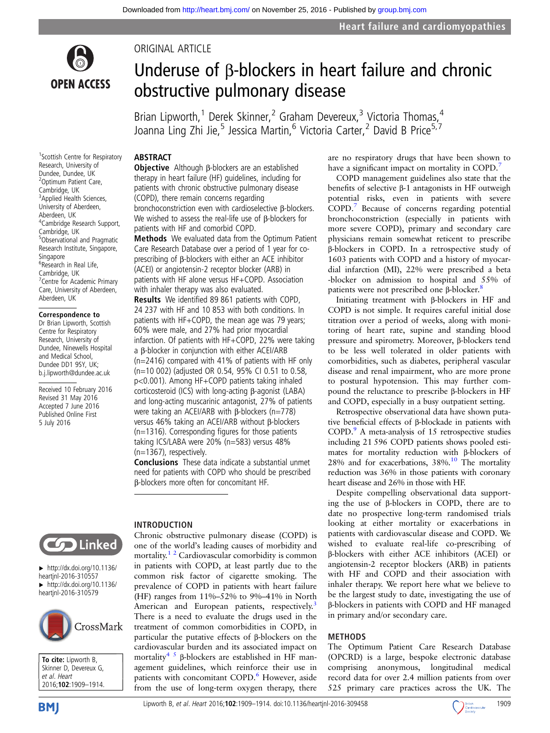ORIGINAL ARTICLE

# Underuse of β-blockers in heart failure and chronic obstructive pulmonary disease

Brian Lipworth,[1] Derek Skinner,[2] Graham Devereux,[3] Victoria Thomas,[4] Joanna Ling Zhi Jie,[5] Jessica Martin,[6] Victoria Carter,[2] David B Price[5,7]

[1]Scottish Centre for Respiratory Research, University of Dundee, Dundee, UK
[2]Optimum Patient Care, Cambridge, UK
[3]Applied Health Sciences, University of Aberdeen, Aberdeen, UK
[4]Cambridge Research Support, Cambridge, UK
[5]Observational and Pragmatic Research Institute, Singapore, Singapore
[6]Research in Real Life, Cambridge, UK
[7]Centre for Academic Primary Care, University of Aberdeen, Aberdeen, UK

**Correspondence to**
Dr Brian Lipworth, Scottish Centre for Respiratory Research, University of Dundee, Ninewells Hospital and Medical School, Dundee DD1 9SY, UK; b.j.lipworth@dundee.ac.uk

Received 10 February 2016
Revised 31 May 2016
Accepted 7 June 2016
Published Online First 5 July 2016

► http://dx.doi.org/10.1136/heartjnl-2016-310557
► http://dx.doi.org/10.1136/heartjnl-2016-310579

**To cite:** Lipworth B, Skinner D, Devereux G, *et al. Heart* 2016;**102**:1909–1914.

## ABSTRACT

**Objective** Although β-blockers are an established therapy in heart failure (HF) guidelines, including for patients with chronic obstructive pulmonary disease (COPD), there remain concerns regarding bronchoconstriction even with cardioselective β-blockers. We wished to assess the real-life use of β-blockers for patients with HF and comorbid COPD.

**Methods** We evaluated data from the Optimum Patient Care Research Database over a period of 1 year for co-prescribing of β-blockers with either an ACE inhibitor (ACEI) or angiotensin-2 receptor blocker (ARB) in patients with HF alone versus HF+COPD. Association with inhaler therapy was also evaluated.

**Results** We identified 89 861 patients with COPD, 24 237 with HF and 10 853 with both conditions. In patients with HF+COPD, the mean age was 79 years; 60% were male, and 27% had prior myocardial infarction. Of patients with HF+COPD, 22% were taking a β-blocker in conjunction with either ACEI/ARB (n=2416) compared with 41% of patients with HF only (n=10 002) (adjusted OR 0.54, 95% CI 0.51 to 0.58, p<0.001). Among HF+COPD patients taking inhaled corticosteroid (ICS) with long-acting β-agonist (LABA) and long-acting muscarinic antagonist, 27% of patients were taking an ACEI/ARB with β-blockers (n=778) versus 46% taking an ACEI/ARB without β-blockers (n=1316). Corresponding figures for those patients taking ICS/LABA were 20% (n=583) versus 48% (n=1367), respectively.

**Conclusions** These data indicate a substantial unmet need for patients with COPD who should be prescribed β-blockers more often for concomitant HF.

## INTRODUCTION

Chronic obstructive pulmonary disease (COPD) is one of the world's leading causes of morbidity and mortality.[1,2] Cardiovascular comorbidity is common in patients with COPD, at least partly due to the common risk factor of cigarette smoking. The prevalence of COPD in patients with heart failure (HF) ranges from 11%–52% to 9%–41% in North American and European patients, respectively.[3] There is a need to evaluate the drugs used in the treatment of common comorbidities in COPD, in particular the putative effects of β-blockers on the cardiovascular burden and its associated impact on mortality[4,5] β-blockers are established in HF management guidelines, which reinforce their use in patients with concomitant COPD.[6] However, aside from the use of long-term oxygen therapy, there are no respiratory drugs that have been shown to have a significant impact on mortality in COPD.[7]

COPD management guidelines also state that the benefits of selective β-1 antagonists in HF outweigh potential risks, even in patients with severe COPD.[7] Because of concerns regarding potential bronchoconstriction (especially in patients with more severe COPD), primary and secondary care physicians remain somewhat reticent to prescribe β-blockers in COPD. In a retrospective study of 1603 patients with COPD and a history of myocardial infarction (MI), 22% were prescribed a beta -blocker on admission to hospital and 55% of patients were not prescribed one β-blocker.[8]

Initiating treatment with β-blockers in HF and COPD is not simple. It requires careful initial dose titration over a period of weeks, along with monitoring of heart rate, supine and standing blood pressure and spirometry. Moreover, β-blockers tend to be less well tolerated in older patients with comorbidities, such as diabetes, peripheral vascular disease and renal impairment, who are more prone to postural hypotension. This may further compound the reluctance to prescribe β-blockers in HF and COPD, especially in a busy outpatient setting.

Retrospective observational data have shown putative beneficial effects of β-blockade in patients with COPD.[9] A meta-analysis of 15 retrospective studies including 21 596 COPD patients shows pooled estimates for mortality reduction with β-blockers of 28% and for exacerbations, 38%.[10] The mortality reduction was 36% in those patients with coronary heart disease and 26% in those with HF.

Despite compelling observational data supporting the use of β-blockers in COPD, there are to date no prospective long-term randomised trials looking at either mortality or exacerbations in patients with cardiovascular disease and COPD. We wished to evaluate real-life co-prescribing of β-blockers with either ACE inhibitors (ACEI) or angiotensin-2 receptor blockers (ARB) in patients with HF and COPD and their association with inhaler therapy. We report here what we believe to be the largest study to date, investigating the use of β-blockers in patients with COPD and HF managed in primary and/or secondary care.

## METHODS

The Optimum Patient Care Research Database (OPCRD) is a large, bespoke electronic database comprising anonymous, longitudinal medical record data for over 2.4 million patients from over 525 primary care practices across the UK. The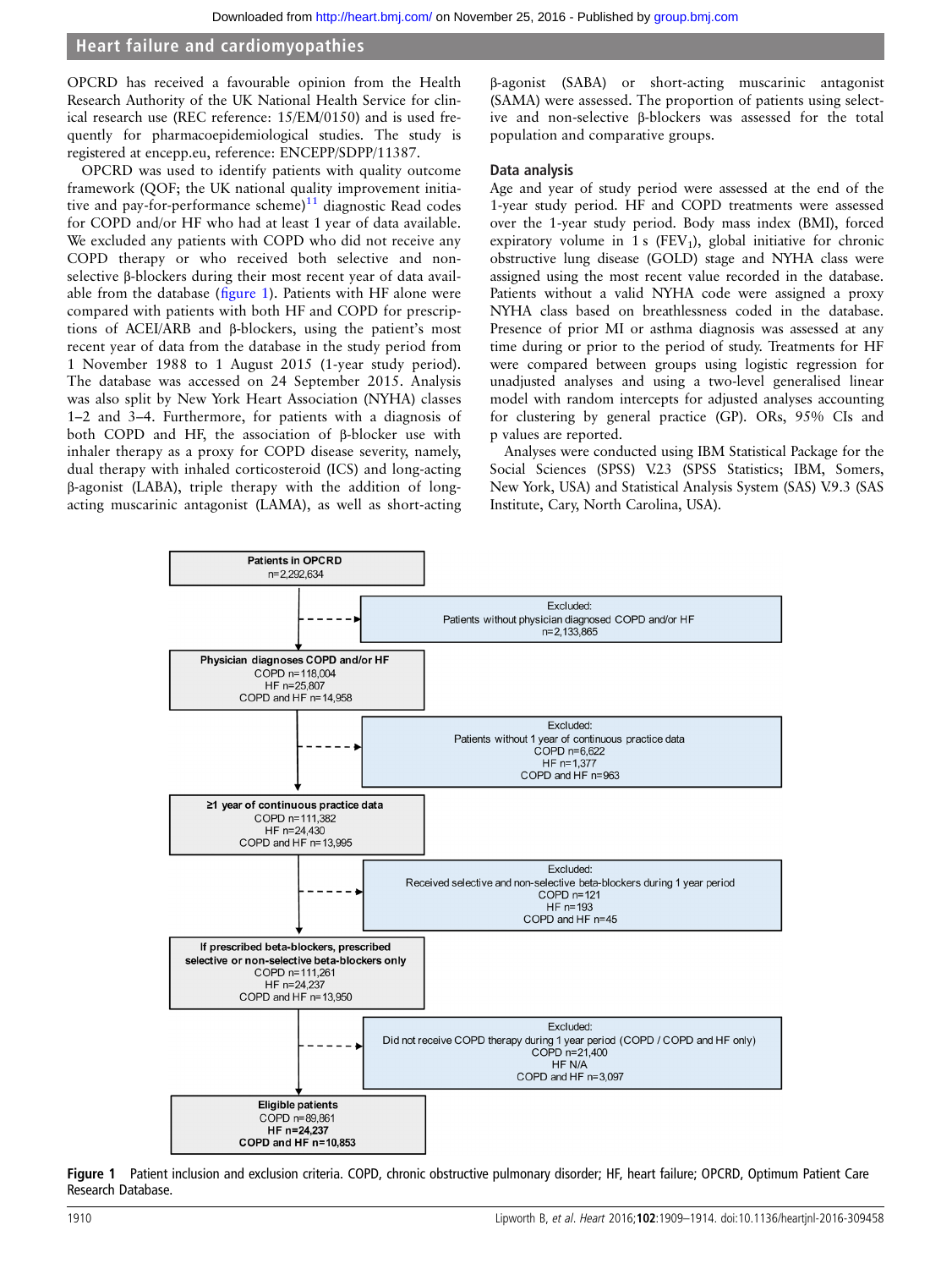OPCRD has received a favourable opinion from the Health Research Authority of the UK National Health Service for clinical research use (REC reference: 15/EM/0150) and is used frequently for pharmacoepidemiological studies. The study is registered at encepp.eu, reference: ENCEPP/SDPP/11387.

OPCRD was used to identify patients with quality outcome framework (QOF; the UK national quality improvement initiative and pay-for-performance scheme)[11] diagnostic Read codes for COPD and/or HF who had at least 1 year of data available. We excluded any patients with COPD who did not receive any COPD therapy or who received both selective and non-selective β-blockers during their most recent year of data available from the database (figure 1). Patients with HF alone were compared with patients with both HF and COPD for prescriptions of ACEI/ARB and β-blockers, using the patient's most recent year of data from the database in the study period from 1 November 1988 to 1 August 2015 (1-year study period). The database was accessed on 24 September 2015. Analysis was also split by New York Heart Association (NYHA) classes 1–2 and 3–4. Furthermore, for patients with a diagnosis of both COPD and HF, the association of β-blocker use with inhaler therapy as a proxy for COPD disease severity, namely, dual therapy with inhaled corticosteroid (ICS) and long-acting β-agonist (LABA), triple therapy with the addition of long-acting muscarinic antagonist (LAMA), as well as short-acting β-agonist (SABA) or short-acting muscarinic antagonist (SAMA) were assessed. The proportion of patients using selective and non-selective β-blockers was assessed for the total population and comparative groups.

### Data analysis

Age and year of study period were assessed at the end of the 1-year study period. HF and COPD treatments were assessed over the 1-year study period. Body mass index (BMI), forced expiratory volume in 1 s ($FEV_1$), global initiative for chronic obstructive lung disease (GOLD) stage and NYHA class were assigned using the most recent value recorded in the database. Patients without a valid NYHA code were assigned a proxy NYHA class based on breathlessness coded in the database. Presence of prior MI or asthma diagnosis was assessed at any time during or prior to the period of study. Treatments for HF were compared between groups using logistic regression for unadjusted analyses and using a two-level generalised linear model with random intercepts for adjusted analyses accounting for clustering by general practice (GP). ORs, 95% CIs and p values are reported.

Analyses were conducted using IBM Statistical Package for the Social Sciences (SPSS) V.23 (SPSS Statistics; IBM, Somers, New York, USA) and Statistical Analysis System (SAS) V.9.3 (SAS Institute, Cary, North Carolina, USA).

**Patients in OPCRD**
n=2,292,634

→ Excluded: Patients without physician diagnosed COPD and/or HF
n=2,133,865

**Physician diagnoses COPD and/or HF**
COPD n=118,004
HF n=25,807
COPD and HF n=14,958

→ Excluded: Patients without 1 year of continuous practice data
COPD n=6,622
HF n=1,377
COPD and HF n=963

**≥1 year of continuous practice data**
COPD n=111,382
HF n=24,430
COPD and HF n=13,995

→ Excluded: Received selective and non-selective beta-blockers during 1 year period
COPD n=121
HF n=193
COPD and HF n=45

**If prescribed beta-blockers, prescribed selective or non-selective beta-blockers only**
COPD n=111,261
HF n=24,237
COPD and HF n=13,950

→ Excluded: Did not receive COPD therapy during 1 year period (COPD / COPD and HF only)
COPD n=21,400
HF N/A
COPD and HF n=3,097

**Eligible patients**
COPD n=89,861
**HF n=24,237**
**COPD and HF n=10,853**

**Figure 1** Patient inclusion and exclusion criteria. COPD, chronic obstructive pulmonary disorder; HF, heart failure; OPCRD, Optimum Patient Care Research Database.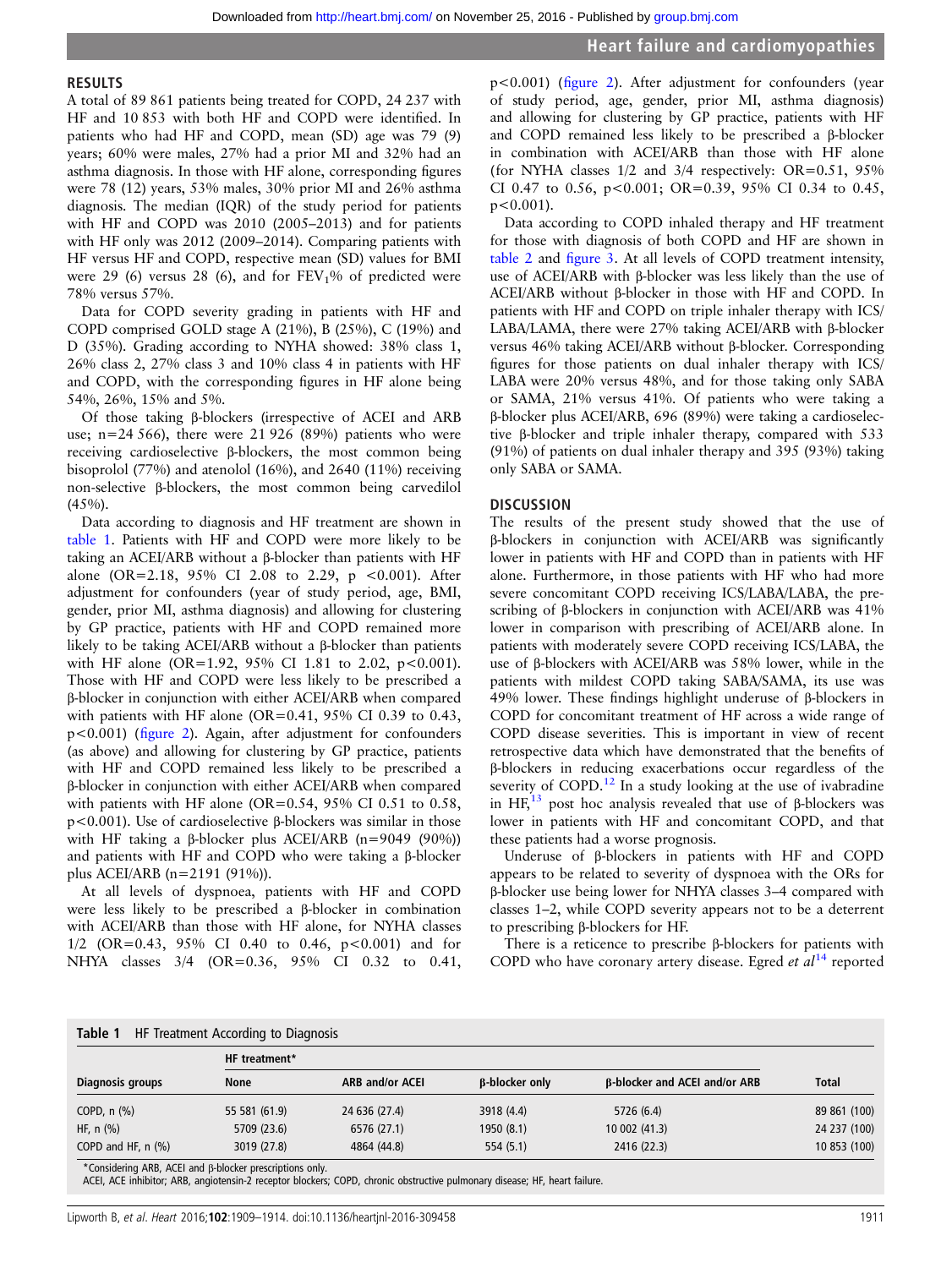## RESULTS

A total of 89 861 patients being treated for COPD, 24 237 with HF and 10 853 with both HF and COPD were identified. In patients who had HF and COPD, mean (SD) age was 79 (9) years; 60% were males, 27% had a prior MI and 32% had an asthma diagnosis. In those with HF alone, corresponding figures were 78 (12) years, 53% males, 30% prior MI and 26% asthma diagnosis. The median (IQR) of the study period for patients with HF and COPD was 2010 (2005–2013) and for patients with HF only was 2012 (2009–2014). Comparing patients with HF versus HF and COPD, respective mean (SD) values for BMI were 29 (6) versus 28 (6), and for $FEV_1$% of predicted were 78% versus 57%.

Data for COPD severity grading in patients with HF and COPD comprised GOLD stage A (21%), B (25%), C (19%) and D (35%). Grading according to NYHA showed: 38% class 1, 26% class 2, 27% class 3 and 10% class 4 in patients with HF and COPD, with the corresponding figures in HF alone being 54%, 26%, 15% and 5%.

Of those taking β-blockers (irrespective of ACEI and ARB use; n=24 566), there were 21 926 (89%) patients who were receiving cardioselective β-blockers, the most common being bisoprolol (77%) and atenolol (16%), and 2640 (11%) receiving non-selective β-blockers, the most common being carvedilol (45%).

Data according to diagnosis and HF treatment are shown in table 1. Patients with HF and COPD were more likely to be taking an ACEI/ARB without a β-blocker than patients with HF alone (OR=2.18, 95% CI 2.08 to 2.29, p <0.001). After adjustment for confounders (year of study period, age, BMI, gender, prior MI, asthma diagnosis) and allowing for clustering by GP practice, patients with HF and COPD remained more likely to be taking ACEI/ARB without a β-blocker than patients with HF alone (OR=1.92, 95% CI 1.81 to 2.02, p<0.001). Those with HF and COPD were less likely to be prescribed a β-blocker in conjunction with either ACEI/ARB when compared with patients with HF alone (OR=0.41, 95% CI 0.39 to 0.43, p<0.001) (figure 2). Again, after adjustment for confounders (as above) and allowing for clustering by GP practice, patients with HF and COPD remained less likely to be prescribed a β-blocker in conjunction with either ACEI/ARB when compared with patients with HF alone (OR=0.54, 95% CI 0.51 to 0.58, p<0.001). Use of cardioselective β-blockers was similar in those with HF taking a β-blocker plus ACEI/ARB (n=9049 (90%)) and patients with HF and COPD who were taking a β-blocker plus ACEI/ARB (n=2191 (91%)).

At all levels of dyspnoea, patients with HF and COPD were less likely to be prescribed a β-blocker in combination with ACEI/ARB than those with HF alone, for NYHA classes 1/2 (OR=0.43, 95% CI 0.40 to 0.46, p<0.001) and for NHYA classes 3/4 (OR=0.36, 95% CI 0.32 to 0.41, p<0.001) (figure 2). After adjustment for confounders (year of study period, age, gender, prior MI, asthma diagnosis) and allowing for clustering by GP practice, patients with HF and COPD remained less likely to be prescribed a β-blocker in combination with ACEI/ARB than those with HF alone (for NYHA classes 1/2 and 3/4 respectively: OR=0.51, 95% CI 0.47 to 0.56, p<0.001; OR=0.39, 95% CI 0.34 to 0.45, p<0.001).

Data according to COPD inhaled therapy and HF treatment for those with diagnosis of both COPD and HF are shown in table 2 and figure 3. At all levels of COPD treatment intensity, use of ACEI/ARB with β-blocker was less likely than the use of ACEI/ARB without β-blocker in those with HF and COPD. In patients with HF and COPD on triple inhaler therapy with ICS/LABA/LAMA, there were 27% taking ACEI/ARB with β-blocker versus 46% taking ACEI/ARB without β-blocker. Corresponding figures for those patients on dual inhaler therapy with ICS/LABA were 20% versus 48%, and for those taking only SABA or SAMA, 21% versus 41%. Of patients who were taking a β-blocker plus ACEI/ARB, 696 (89%) were taking a cardioselective β-blocker and triple inhaler therapy, compared with 533 (91%) of patients on dual inhaler therapy and 395 (93%) taking only SABA or SAMA.

## DISCUSSION

The results of the present study showed that the use of β-blockers in conjunction with ACEI/ARB was significantly lower in patients with HF and COPD than in patients with HF alone. Furthermore, in those patients with HF who had more severe concomitant COPD receiving ICS/LABA/LABA, the prescribing of β-blockers in conjunction with ACEI/ARB was 41% lower in comparison with prescribing of ACEI/ARB alone. In patients with moderately severe COPD receiving ICS/LABA, the use of β-blockers with ACEI/ARB was 58% lower, while in the patients with mildest COPD taking SABA/SAMA, its use was 49% lower. These findings highlight underuse of β-blockers in COPD for concomitant treatment of HF across a wide range of COPD disease severities. This is important in view of recent retrospective data which have demonstrated that the benefits of β-blockers in reducing exacerbations occur regardless of the severity of COPD.[12] In a study looking at the use of ivabradine in HF,[13] post hoc analysis revealed that use of β-blockers was lower in patients with HF and concomitant COPD, and that these patients had a worse prognosis.

Underuse of β-blockers in patients with HF and COPD appears to be related to severity of dyspnoea with the ORs for β-blocker use being lower for NHYA classes 3–4 compared with classes 1–2, while COPD severity appears not to be a deterrent to prescribing β-blockers for HF.

There is a reticence to prescribe β-blockers for patients with COPD who have coronary artery disease. Egred *et al*[14] reported

**Table 1** HF Treatment According to Diagnosis

| Diagnosis groups | HF treatment* | | | | Total |
|---|---|---|---|---|---|
| | None | ARB and/or ACEI | β-blocker only | β-blocker and ACEI and/or ARB | |
| COPD, n (%) | 55 581 (61.9) | 24 636 (27.4) | 3918 (4.4) | 5726 (6.4) | 89 861 (100) |
| HF, n (%) | 5709 (23.6) | 6576 (27.1) | 1950 (8.1) | 10 002 (41.3) | 24 237 (100) |
| COPD and HF, n (%) | 3019 (27.8) | 4864 (44.8) | 554 (5.1) | 2416 (22.3) | 10 853 (100) |

*Considering ARB, ACEI and β-blocker prescriptions only.
ACEI, ACE inhibitor; ARB, angiotensin-2 receptor blockers; COPD, chronic obstructive pulmonary disease; HF, heart failure.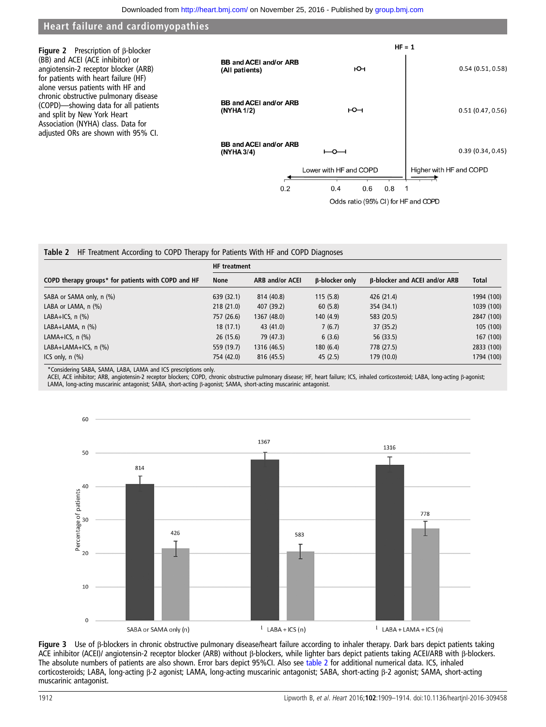**Figure 2** Prescription of β-blocker (BB) and ACEI (ACE inhibitor) or angiotensin-2 receptor blocker (ARB) for patients with heart failure (HF) alone versus patients with HF and chronic obstructive pulmonary disease (COPD)—showing data for all patients and split by New York Heart Association (NYHA) class. Data for adjusted ORs are shown with 95% CI.

**Table 2** HF Treatment According to COPD Therapy for Patients With HF and COPD Diagnoses

| COPD therapy groups* for patients with COPD and HF | HF treatment None | ARB and/or ACEI | β-blocker only | β-blocker and ACEI and/or ARB | Total |
|---|---|---|---|---|---|
| SABA or SAMA only, n (%) | 639 (32.1) | 814 (40.8) | 115 (5.8) | 426 (21.4) | 1994 (100) |
| LABA or LAMA, n (%) | 218 (21.0) | 407 (39.2) | 60 (5.8) | 354 (34.1) | 1039 (100) |
| LABA+ICS, n (%) | 757 (26.6) | 1367 (48.0) | 140 (4.9) | 583 (20.5) | 2847 (100) |
| LABA+LAMA, n (%) | 18 (17.1) | 43 (41.0) | 7 (6.7) | 37 (35.2) | 105 (100) |
| LAMA+ICS, n (%) | 26 (15.6) | 79 (47.3) | 6 (3.6) | 56 (33.5) | 167 (100) |
| LABA+LAMA+ICS, n (%) | 559 (19.7) | 1316 (46.5) | 180 (6.4) | 778 (27.5) | 2833 (100) |
| ICS only, n (%) | 754 (42.0) | 816 (45.5) | 45 (2.5) | 179 (10.0) | 1794 (100) |

*Considering SABA, SAMA, LABA, LAMA and ICS prescriptions only.
ACEI, ACE inhibitor; ARB, angiotensin-2 receptor blockers; COPD, chronic obstructive pulmonary disease; HF, heart failure; ICS, inhaled corticosteroid; LABA, long-acting β-agonist; LAMA, long-acting muscarinic antagonist; SABA, short-acting β-agonist; SAMA, short-acting muscarinic antagonist.

**Figure 3** Use of β-blockers in chronic obstructive pulmonary disease/heart failure according to inhaler therapy. Dark bars depict patients taking ACE inhibitor (ACEI)/ angiotensin-2 receptor blocker (ARB) without β-blockers, while lighter bars depict patients taking ACEI/ARB with β-blockers. The absolute numbers of patients are also shown. Error bars depict 95%CI. Also see table 2 for additional numerical data. ICS, inhaled corticosteroids; LABA, long-acting β-2 agonist; LAMA, long-acting muscarinic antagonist; SABA, short-acting β-2 agonist; SAMA, short-acting muscarinic antagonist.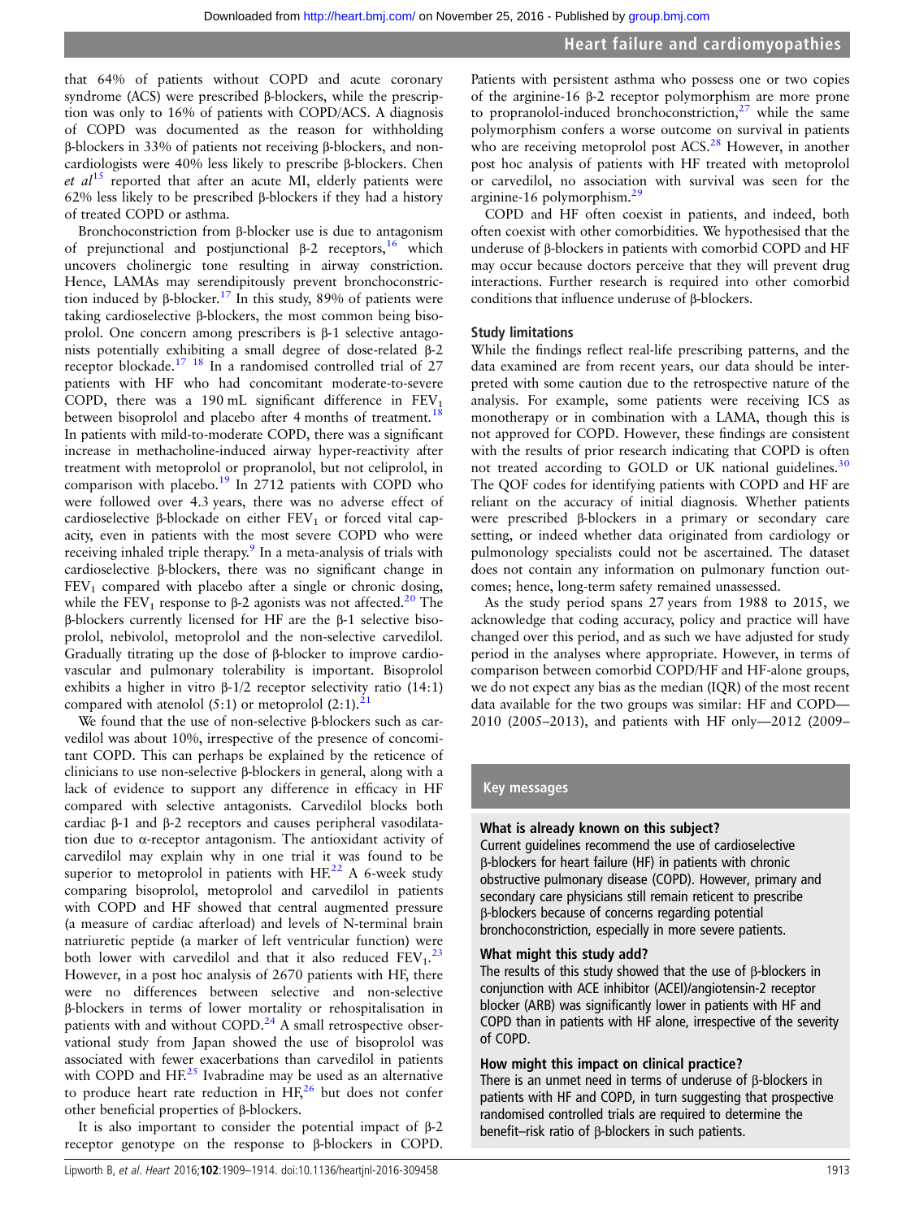that 64% of patients without COPD and acute coronary syndrome (ACS) were prescribed β-blockers, while the prescription was only to 16% of patients with COPD/ACS. A diagnosis of COPD was documented as the reason for withholding β-blockers in 33% of patients not receiving β-blockers, and non-cardiologists were 40% less likely to prescribe β-blockers. Chen *et al*[15] reported that after an acute MI, elderly patients were 62% less likely to be prescribed β-blockers if they had a history of treated COPD or asthma.

Bronchoconstriction from β-blocker use is due to antagonism of prejunctional and postjunctional β-2 receptors,[16] which uncovers cholinergic tone resulting in airway constriction. Hence, LAMAs may serendipitously prevent bronchoconstriction induced by β-blocker.[17] In this study, 89% of patients were taking cardioselective β-blockers, the most common being bisoprolol. One concern among prescribers is β-1 selective antagonists potentially exhibiting a small degree of dose-related β-2 receptor blockade.[17 18] In a randomised controlled trial of 27 patients with HF who had concomitant moderate-to-severe COPD, there was a 190 mL significant difference in $FEV_1$ between bisoprolol and placebo after 4 months of treatment.[18] In patients with mild-to-moderate COPD, there was a significant increase in methacholine-induced airway hyper-reactivity after treatment with metoprolol or propranolol, but not celiprolol, in comparison with placebo.[19] In 2712 patients with COPD who were followed over 4.3 years, there was no adverse effect of cardioselective β-blockade on either $FEV_1$ or forced vital capacity, even in patients with the most severe COPD who were receiving inhaled triple therapy.[9] In a meta-analysis of trials with cardioselective β-blockers, there was no significant change in $FEV_1$ compared with placebo after a single or chronic dosing, while the $FEV_1$ response to β-2 agonists was not affected.[20] The β-blockers currently licensed for HF are the β-1 selective bisoprolol, nebivolol, metoprolol and the non-selective carvedilol. Gradually titrating up the dose of β-blocker to improve cardiovascular and pulmonary tolerability is important. Bisoprolol exhibits a higher in vitro β-1/2 receptor selectivity ratio (14:1) compared with atenolol (5:1) or metoprolol (2:1).[21]

We found that the use of non-selective β-blockers such as carvedilol was about 10%, irrespective of the presence of concomitant COPD. This can perhaps be explained by the reticence of clinicians to use non-selective β-blockers in general, along with a lack of evidence to support any difference in efficacy in HF compared with selective antagonists. Carvedilol blocks both cardiac β-1 and β-2 receptors and causes peripheral vasodilatation due to α-receptor antagonism. The antioxidant activity of carvedilol may explain why in one trial it was found to be superior to metoprolol in patients with HF.[22] A 6-week study comparing bisoprolol, metoprolol and carvedilol in patients with COPD and HF showed that central augmented pressure (a measure of cardiac afterload) and levels of N-terminal brain natriuretic peptide (a marker of left ventricular function) were both lower with carvedilol and that it also reduced $FEV_1$.[23] However, in a post hoc analysis of 2670 patients with HF, there were no differences between selective and non-selective β-blockers in terms of lower mortality or rehospitalisation in patients with and without COPD.[24] A small retrospective observational study from Japan showed the use of bisoprolol was associated with fewer exacerbations than carvedilol in patients with COPD and HF.[25] Ivabradine may be used as an alternative to produce heart rate reduction in HF,[26] but does not confer other beneficial properties of β-blockers.

It is also important to consider the potential impact of β-2 receptor genotype on the response to β-blockers in COPD. Patients with persistent asthma who possess one or two copies of the arginine-16 β-2 receptor polymorphism are more prone to propranolol-induced bronchoconstriction,[27] while the same polymorphism confers a worse outcome on survival in patients who are receiving metoprolol post ACS.[28] However, in another post hoc analysis of patients with HF treated with metoprolol or carvedilol, no association with survival was seen for the arginine-16 polymorphism.[29]

COPD and HF often coexist in patients, and indeed, both often coexist with other comorbidities. We hypothesised that the underuse of β-blockers in patients with comorbid COPD and HF may occur because doctors perceive that they will prevent drug interactions. Further research is required into other comorbid conditions that influence underuse of β-blockers.

### Study limitations

While the findings reflect real-life prescribing patterns, and the data examined are from recent years, our data should be interpreted with some caution due to the retrospective nature of the analysis. For example, some patients were receiving ICS as monotherapy or in combination with a LAMA, though this is not approved for COPD. However, these findings are consistent with the results of prior research indicating that COPD is often not treated according to GOLD or UK national guidelines.[30] The QOF codes for identifying patients with COPD and HF are reliant on the accuracy of initial diagnosis. Whether patients were prescribed β-blockers in a primary or secondary care setting, or indeed whether data originated from cardiology or pulmonology specialists could not be ascertained. The dataset does not contain any information on pulmonary function outcomes; hence, long-term safety remained unassessed.

As the study period spans 27 years from 1988 to 2015, we acknowledge that coding accuracy, policy and practice will have changed over this period, and as such we have adjusted for study period in the analyses where appropriate. However, in terms of comparison between comorbid COPD/HF and HF-alone groups, we do not expect any bias as the median (IQR) of the most recent data available for the two groups was similar: HF and COPD—2010 (2005–2013), and patients with HF only—2012 (2009–

> **Key messages**
>
> **What is already known on this subject?**
>
> Current guidelines recommend the use of cardioselective β-blockers for heart failure (HF) in patients with chronic obstructive pulmonary disease (COPD). However, primary and secondary care physicians still remain reticent to prescribe β-blockers because of concerns regarding potential bronchoconstriction, especially in more severe patients.
>
> **What might this study add?**
>
> The results of this study showed that the use of β-blockers in conjunction with ACE inhibitor (ACEI)/angiotensin-2 receptor blocker (ARB) was significantly lower in patients with HF and COPD than in patients with HF alone, irrespective of the severity of COPD.
>
> **How might this impact on clinical practice?**
>
> There is an unmet need in terms of underuse of β-blockers in patients with HF and COPD, in turn suggesting that prospective randomised controlled trials are required to determine the benefit–risk ratio of β-blockers in such patients.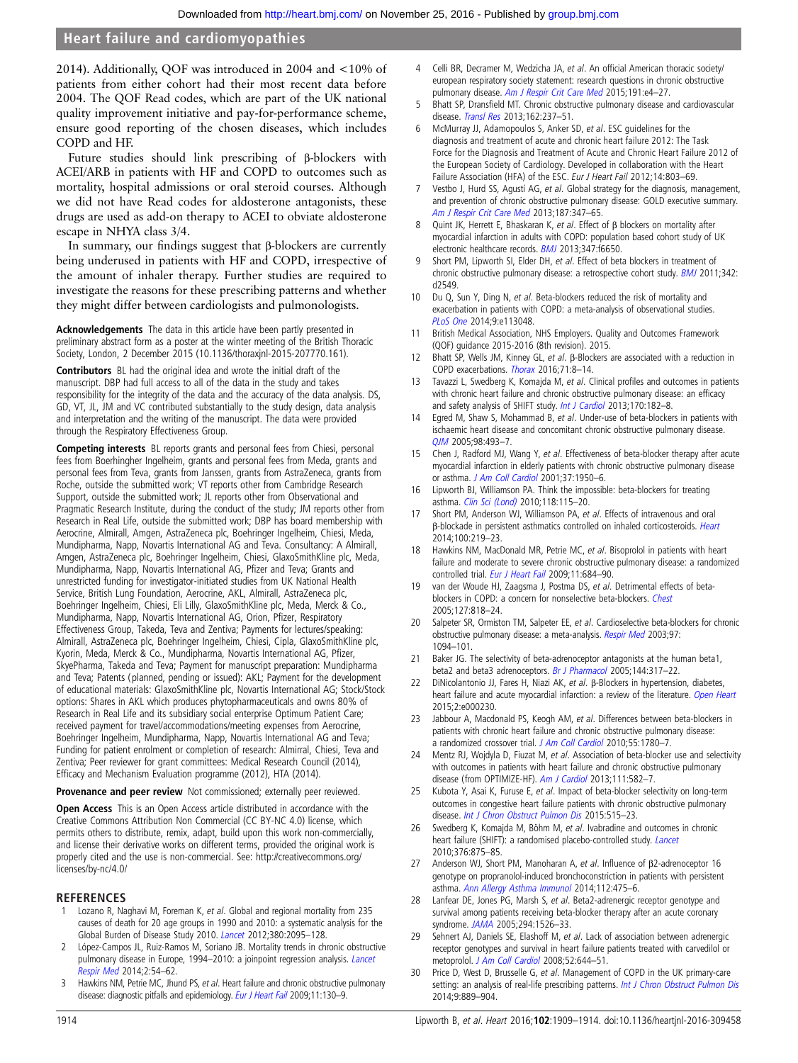2014). Additionally, QOF was introduced in 2004 and <10% of patients from either cohort had their most recent data before 2004. The QOF Read codes, which are part of the UK national quality improvement initiative and pay-for-performance scheme, ensure good reporting of the chosen diseases, which includes COPD and HF.

Future studies should link prescribing of β-blockers with ACEI/ARB in patients with HF and COPD to outcomes such as mortality, hospital admissions or oral steroid courses. Although we did not have Read codes for aldosterone antagonists, these drugs are used as add-on therapy to ACEI to obviate aldosterone escape in NHYA class 3/4.

In summary, our findings suggest that β-blockers are currently being underused in patients with HF and COPD, irrespective of the amount of inhaler therapy. Further studies are required to investigate the reasons for these prescribing patterns and whether they might differ between cardiologists and pulmonologists.

**Acknowledgements** The data in this article have been partly presented in preliminary abstract form as a poster at the winter meeting of the British Thoracic Society, London, 2 December 2015 (10.1136/thoraxjnl-2015-207770.161).

**Contributors** BL had the original idea and wrote the initial draft of the manuscript. DBP had full access to all of the data in the study and takes responsibility for the integrity of the data and the accuracy of the data analysis. DS, GD, VT, JL, JM and VC contributed substantially to the study design, data analysis and interpretation and the writing of the manuscript. The data were provided through the Respiratory Effectiveness Group.

**Competing interests** BL reports grants and personal fees from Chiesi, personal fees from Boerhingher Ingelheim, grants and personal fees from Meda, grants and personal fees from Teva, grants from Janssen, grants from AstraZeneca, grants from Roche, outside the submitted work; VT reports other from Cambridge Research Support, outside the submitted work; JL reports other from Observational and Pragmatic Research Institute, during the conduct of the study; JM reports other from Research in Real Life, outside the submitted work; DBP has board membership with Aerocrine, Almirall, Amgen, AstraZeneca plc, Boehringer Ingelheim, Chiesi, Meda, Mundipharma, Napp, Novartis International AG and Teva. Consultancy: A Almirall, Amgen, AstraZeneca plc, Boehringer Ingelheim, Chiesi, GlaxoSmithKline plc, Meda, Mundipharma, Napp, Novartis International AG, Pfizer and Teva; Grants and unrestricted funding for investigator-initiated studies from UK National Health Service, British Lung Foundation, Aerocrine, AKL, Almirall, AstraZeneca plc, Boehringer Ingelheim, Chiesi, Eli Lilly, GlaxoSmithKline plc, Meda, Merck & Co., Mundipharma, Napp, Novartis International AG, Orion, Pfizer, Respiratory Effectiveness Group, Takeda, Teva and Zentiva; Payments for lectures/speaking: Almirall, AstraZeneca plc, Boehringer Ingelheim, Chiesi, Cipla, GlaxoSmithKline plc, Kyorin, Meda, Merck & Co., Mundipharma, Novartis International AG, Pfizer, SkyePharma, Takeda and Teva; Payment for manuscript preparation: Mundipharma and Teva; Patents (planned, pending or issued): AKL; Payment for the development of educational materials: GlaxoSmithKline plc, Novartis International AG; Stock/Stock options: Shares in AKL which produces phytopharmaceuticals and owns 80% of Research in Real Life and its subsidiary social enterprise Optimum Patient Care; received payment for travel/accommodations/meeting expenses from Aerocrine, Boehringer Ingelheim, Mundipharma, Napp, Novartis International AG and Teva; Funding for patient enrolment or completion of research: Almirral, Chiesi, Teva and Zentiva; Peer reviewer for grant committees: Medical Research Council (2014), Efficacy and Mechanism Evaluation programme (2012), HTA (2014).

**Provenance and peer review** Not commissioned; externally peer reviewed.

**Open Access** This is an Open Access article distributed in accordance with the Creative Commons Attribution Non Commercial (CC BY-NC 4.0) license, which permits others to distribute, remix, adapt, build upon this work non-commercially, and license their derivative works on different terms, provided the original work is properly cited and the use is non-commercial. See: http://creativecommons.org/licenses/by-nc/4.0/

## REFERENCES

1. Lozano R, Naghavi M, Foreman K, *et al*. Global and regional mortality from 235 causes of death for 20 age groups in 1990 and 2010: a systematic analysis for the Global Burden of Disease Study 2010. *Lancet* 2012;380:2095–128.
2. López-Campos JL, Ruiz-Ramos M, Soriano JB. Mortality trends in chronic obstructive pulmonary disease in Europe, 1994–2010: a joinpoint regression analysis. *Lancet Respir Med* 2014;2:54–62.
3. Hawkins NM, Petrie MC, Jhund PS, *et al*. Heart failure and chronic obstructive pulmonary disease: diagnostic pitfalls and epidemiology. *Eur J Heart Fail* 2009;11:130–9.
4. Celli BR, Decramer M, Wedzicha JA, *et al*. An official American thoracic society/european respiratory society statement: research questions in chronic obstructive pulmonary disease. *Am J Respir Crit Care Med* 2015;191:e4–27.
5. Bhatt SP, Dransfield MT. Chronic obstructive pulmonary disease and cardiovascular disease. *Transl Res* 2013;162:237–51.
6. McMurray JJ, Adamopoulos S, Anker SD, *et al*. ESC guidelines for the diagnosis and treatment of acute and chronic heart failure 2012: The Task Force for the Diagnosis and Treatment of Acute and Chronic Heart Failure 2012 of the European Society of Cardiology. Developed in collaboration with the Heart Failure Association (HFA) of the ESC. *Eur J Heart Fail* 2012;14:803–69.
7. Vestbo J, Hurd SS, Agustí AG, *et al*. Global strategy for the diagnosis, management, and prevention of chronic obstructive pulmonary disease: GOLD executive summary. *Am J Respir Crit Care Med* 2013;187:347–65.
8. Quint JK, Herrett E, Bhaskaran K, *et al*. Effect of β blockers on mortality after myocardial infarction in adults with COPD: population based cohort study of UK electronic healthcare records. *BMJ* 2013;347:f6650.
9. Short PM, Lipworth SI, Elder DH, *et al*. Effect of beta blockers in treatment of chronic obstructive pulmonary disease: a retrospective cohort study. *BMJ* 2011;342:d2549.
10. Du Q, Sun Y, Ding N, *et al*. Beta-blockers reduced the risk of mortality and exacerbation in patients with COPD: a meta-analysis of observational studies. *PLoS One* 2014;9:e113048.
11. British Medical Association, NHS Employers. Quality and Outcomes Framework (QOF) guidance 2015-2016 (8th revision). 2015.
12. Bhatt SP, Wells JM, Kinney GL, *et al*. β-Blockers are associated with a reduction in COPD exacerbations. *Thorax* 2016;71:8–14.
13. Tavazzi L, Swedberg K, Komajda M, *et al*. Clinical profiles and outcomes in patients with chronic heart failure and chronic obstructive pulmonary disease: an efficacy and safety analysis of SHIFT study. *Int J Cardiol* 2013;170:182–8.
14. Egred M, Shaw S, Mohammad B, *et al*. Under-use of beta-blockers in patients with ischaemic heart disease and concomitant chronic obstructive pulmonary disease. *QJM* 2005;98:493–7.
15. Chen J, Radford MJ, Wang Y, *et al*. Effectiveness of beta-blocker therapy after acute myocardial infarction in elderly patients with chronic obstructive pulmonary disease or asthma. *J Am Coll Cardiol* 2001;37:1950–6.
16. Lipworth BJ, Williamson PA. Think the impossible: beta-blockers for treating asthma. *Clin Sci (Lond)* 2010;118:115–20.
17. Short PM, Anderson WJ, Williamson PA, *et al*. Effects of intravenous and oral β-blockade in persistent asthmatics controlled on inhaled corticosteroids. *Heart* 2014;100:219–23.
18. Hawkins NM, MacDonald MR, Petrie MC, *et al*. Bisoprolol in patients with heart failure and moderate to severe chronic obstructive pulmonary disease: a randomized controlled trial. *Eur J Heart Fail* 2009;11:684–90.
19. van der Woude HJ, Zaagsma J, Postma DS, *et al*. Detrimental effects of beta-blockers in COPD: a concern for nonselective beta-blockers. *Chest* 2005;127:818–24.
20. Salpeter SR, Ormiston TM, Salpeter EE, *et al*. Cardioselective beta-blockers for chronic obstructive pulmonary disease: a meta-analysis. *Respir Med* 2003;97:1094–101.
21. Baker JG. The selectivity of beta-adrenoceptor antagonists at the human beta1, beta2 and beta3 adrenoceptors. *Br J Pharmacol* 2005;144:317–22.
22. DiNicolantonio JJ, Fares H, Niazi AK, *et al*. β-Blockers in hypertension, diabetes, heart failure and acute myocardial infarction: a review of the literature. *Open Heart* 2015;2:e000230.
23. Jabbour A, Macdonald PS, Keogh AM, *et al*. Differences between beta-blockers in patients with chronic heart failure and chronic obstructive pulmonary disease: a randomized crossover trial. *J Am Coll Cardiol* 2010;55:1780–7.
24. Mentz RJ, Wojdyla D, Fiuzat M, *et al*. Association of beta-blocker use and selectivity with outcomes in patients with heart failure and chronic obstructive pulmonary disease (from OPTIMIZE-HF). *Am J Cardiol* 2013;111:582–7.
25. Kubota Y, Asai K, Furuse E, *et al*. Impact of beta-blocker selectivity on long-term outcomes in congestive heart failure patients with chronic obstructive pulmonary disease. *Int J Chron Obstruct Pulmon Dis* 2015:515–23.
26. Swedberg K, Komajda M, Böhm M, *et al*. Ivabradine and outcomes in chronic heart failure (SHIFT): a randomised placebo-controlled study. *Lancet* 2010;376:875–85.
27. Anderson WJ, Short PM, Manoharan A, *et al*. Influence of β2-adrenoceptor 16 genotype on propranolol-induced bronchoconstriction in patients with persistent asthma. *Ann Allergy Asthma Immunol* 2014;112:475–6.
28. Lanfear DE, Jones PG, Marsh S, *et al*. Beta2-adrenergic receptor genotype and survival among patients receiving beta-blocker therapy after an acute coronary syndrome. *JAMA* 2005;294:1526–33.
29. Sehnert AJ, Daniels SE, Elashoff M, *et al*. Lack of association between adrenergic receptor genotypes and survival in heart failure patients treated with carvedilol or metoprolol. *J Am Coll Cardiol* 2008;52:644–51.
30. Price D, West D, Brusselle G, *et al*. Management of COPD in the UK primary-care setting: an analysis of real-life prescribing patterns. *Int J Chron Obstruct Pulmon Dis* 2014;9:889–904.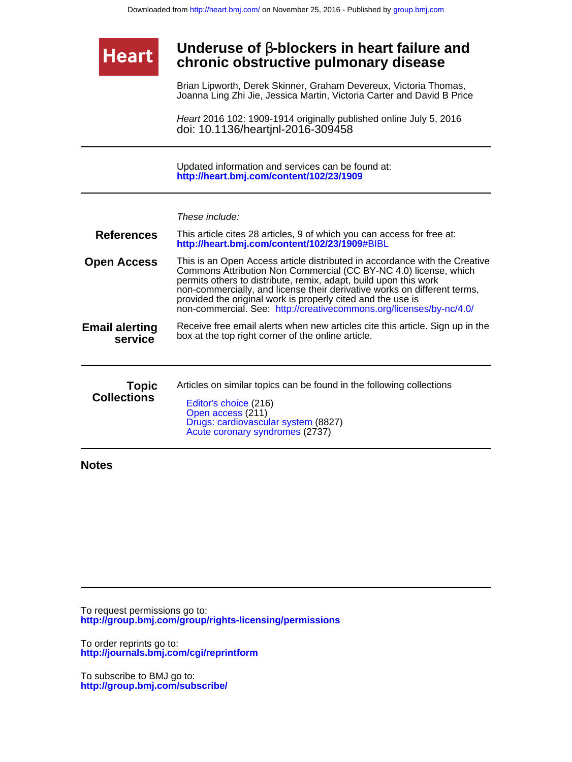Downloaded from http://heart.bmj.com/ on November 25, 2016 - Published by group.bmj.com

**Heart**

# Underuse of β-blockers in heart failure and chronic obstructive pulmonary disease

Brian Lipworth, Derek Skinner, Graham Devereux, Victoria Thomas, Joanna Ling Zhi Jie, Jessica Martin, Victoria Carter and David B Price

*Heart* 2016 102: 1909-1914 originally published online July 5, 2016
doi: 10.1136/heartjnl-2016-309458

Updated information and services can be found at:
**http://heart.bmj.com/content/102/23/1909**

*These include:*

**References**
This article cites 28 articles, 9 of which you can access for free at:
**http://heart.bmj.com/content/102/23/1909**#BIBL

**Open Access**
This is an Open Access article distributed in accordance with the Creative Commons Attribution Non Commercial (CC BY-NC 4.0) license, which permits others to distribute, remix, adapt, build upon this work non-commercially, and license their derivative works on different terms, provided the original work is properly cited and the use is non-commercial. See: http://creativecommons.org/licenses/by-nc/4.0/

**Email alerting service**
Receive free email alerts when new articles cite this article. Sign up in the box at the top right corner of the online article.

**Topic Collections**
Articles on similar topics can be found in the following collections

- Editor's choice (216)
- Open access (211)
- Drugs: cardiovascular system (8827)
- Acute coronary syndromes (2737)

## Notes

To request permissions go to:
**http://group.bmj.com/group/rights-licensing/permissions**

To order reprints go to:
**http://journals.bmj.com/cgi/reprintform**

To subscribe to BMJ go to:
**http://group.bmj.com/subscribe/**